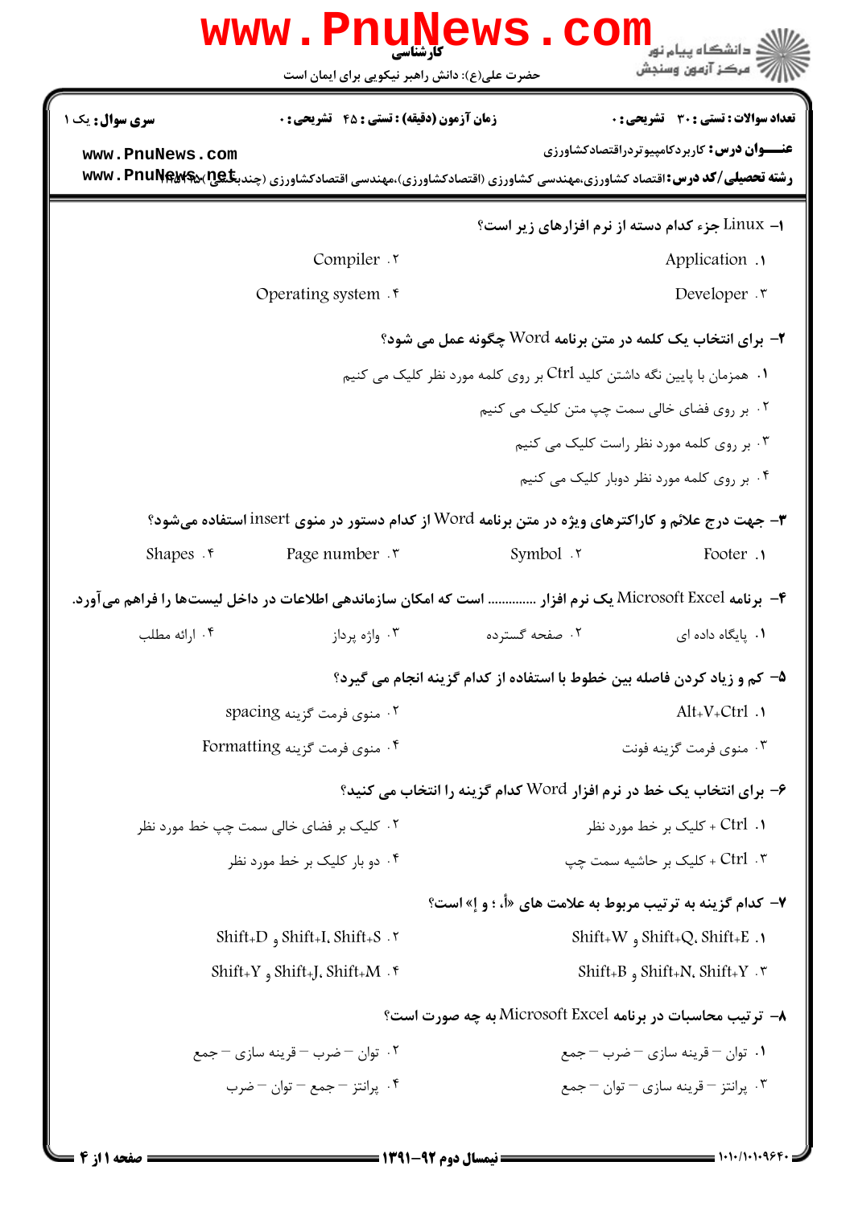کارشناسی

حضرت علی(ع): دانش راهبر نیکویی برای ایمان است

دانشگاه پیام نور
مرکز آزمون وسنجش

**تعداد سوالات : تستی : ۳۰ تشریحی : ۰** | **زمان آزمون (دقیقه) : تستی : ۴۵ تشریحی : ۰** | **سری سوال :** یک ۱

**عنـــوان درس:** کاربردکامپیوتردراقتصادکشاورزی

**رشته تحصیلی/کد درس:** اقتصاد کشاورزی،مهندسی کشاورزی (اقتصادکشاورزی)،مهندسی اقتصادکشاورزی (چندبخشی) ۱۱۲۱۰۱۵

۱- Linux جزء کدام دسته از نرم افزارهای زیر است؟

۱. Application
۲. Compiler
۳. Developer
۴. Operating system

۲- برای انتخاب یک کلمه در متن برنامه Word چگونه عمل می شود؟

۱. همزمان با پایین نگه داشتن کلید Ctrl بر روی کلمه مورد نظر کلیک می کنیم
۲. بر روی فضای خالی سمت چپ متن کلیک می کنیم
۳. بر روی کلمه مورد نظر راست کلیک می کنیم
۴. بر روی کلمه مورد نظر دوبار کلیک می کنیم

۳- جهت درج علائم و کاراکترهای ویژه در متن برنامه Word از کدام دستور در منوی insert استفاده می‌شود؟

۱. Footer
۲. Symbol
۳. Page number
۴. Shapes

۴- برنامه Microsoft Excel یک نرم افزار ............ است که امکان سازماندهی اطلاعات در داخل لیست‌ها را فراهم می‌آورد.

۱. پایگاه داده ای
۲. صفحه گسترده
۳. واژه پرداز
۴. ارائه مطلب

۵- کم و زیاد کردن فاصله بین خطوط با استفاده از کدام گزینه انجام می گیرد؟

۱. Alt+V+Ctrl
۲. منوی فرمت گزینه spacing
۳. منوی فرمت گزینه فونت
۴. منوی فرمت گزینه Formatting

۶- برای انتخاب یک خط در نرم افزار Word کدام گزینه را انتخاب می کنید؟

۱. Ctrl + کلیک بر خط مورد نظر
۲. کلیک بر فضای خالی سمت چپ خط مورد نظر
۳. Ctrl + کلیک بر حاشیه سمت چپ
۴. دو بار کلیک بر خط مورد نظر

۷- کدام گزینه به ترتیب مربوط به علامت های «أ، ؛ و إ» است؟

۱. Shift+E، Shift+Q و Shift+W
۲. Shift+S، Shift+I و Shift+D
۳. Shift+Y، Shift+N و Shift+B
۴. Shift+M، Shift+J و Shift+Y

۸- ترتیب محاسبات در برنامه Microsoft Excel به چه صورت است؟

۱. توان – قرینه سازی – ضرب – جمع
۲. توان – ضرب – قرینه سازی – جمع
۳. پرانتز – قرینه سازی – توان – جمع
۴. پرانتز – جمع – توان – ضرب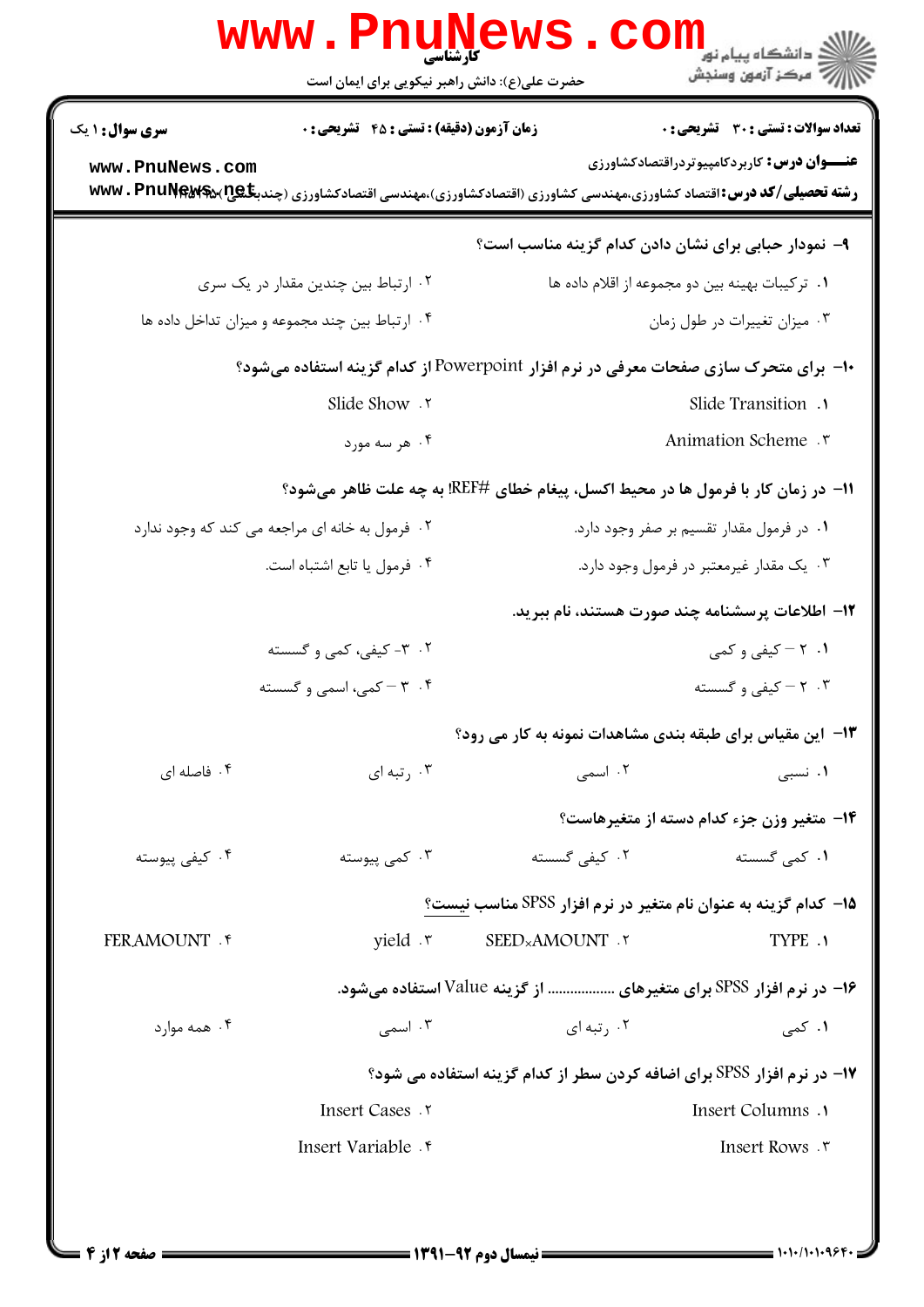۹- نمودار حبابی برای نشان دادن کدام گزینه مناسب است؟

۱. ترکیبات بهینه بین دو مجموعه از اقلام داده ها

۲. ارتباط بین چندین مقدار در یک سری

۳. میزان تغییرات در طول زمان

۴. ارتباط بین چند مجموعه و میزان تداخل داده ها

۱۰- برای متحرک سازی صفحات معرفی در نرم افزار Powerpoint از کدام گزینه استفاده می‌شود؟

۱. Slide Transition

۲. Slide Show

۳. Animation Scheme

۴. هر سه مورد

۱۱- در زمان کار با فرمول ها در محیط اکسل، پیغام خطای #REF! به چه علت ظاهر می‌شود؟

۱. در فرمول مقدار تقسیم بر صفر وجود دارد.

۲. فرمول به خانه ای مراجعه می کند که وجود ندارد

۳. یک مقدار غیرمعتبر در فرمول وجود دارد.

۴. فرمول یا تابع اشتباه است.

۱۲- اطلاعات پرسشنامه چند صورت هستند، نام ببرید.

۱. ۲ – کیفی و کمی

۲. ۳- کیفی، کمی و گسسته

۳. ۲ – کیفی و گسسته

۴. ۳ – کمی، اسمی و گسسته

۱۳- این مقیاس برای طبقه بندی مشاهدات نمونه به کار می رود؟

۱. نسبی

۲. اسمی

۳. رتبه ای

۴. فاصله ای

۱۴- متغیر وزن جزء کدام دسته از متغیرهاست؟

۱. کمی گسسته

۲. کیفی گسسته

۳. کمی پیوسته

۴. کیفی پیوسته

۱۵- کدام گزینه به عنوان نام متغیر در نرم افزار SPSS مناسب نیست؟

۱. TYPE

۲. SEED×AMOUNT

۳. yield

۴. FERAMOUNT

۱۶- در نرم افزار SPSS برای متغیرهای ................ از گزینه Value استفاده می‌شود.

۱. کمی

۲. رتبه ای

۳. اسمی

۴. همه موارد

۱۷- در نرم افزار SPSS برای اضافه کردن سطر از کدام گزینه استفاده می شود؟

۱. Insert Columns

۲. Insert Cases

۳. Insert Rows

۴. Insert Variable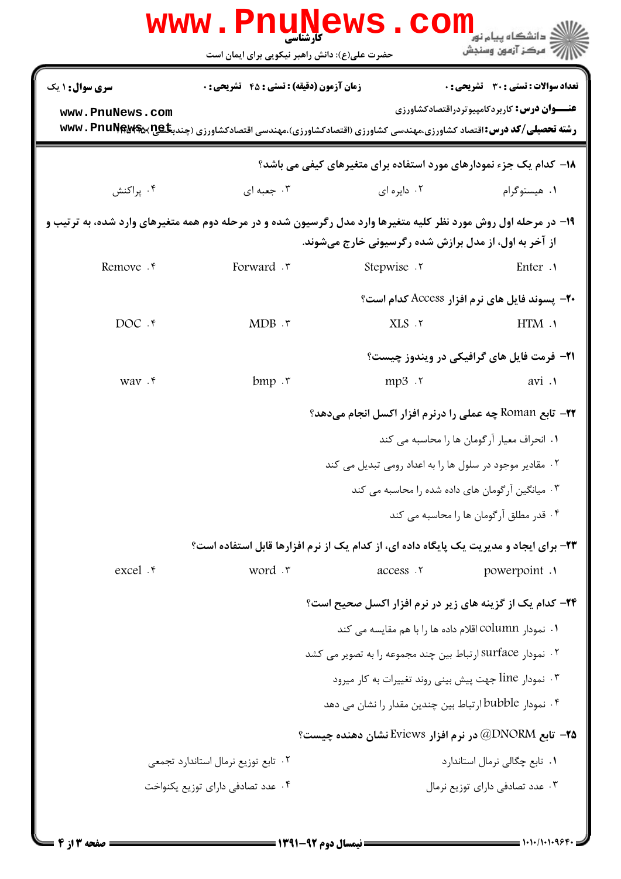۱۸- کدام یک جزء نمودارهای مورد استفاده برای متغیرهای کیفی می باشد؟

۱. هیستوگرام
۲. دایره ای
۳. جعبه ای
۴. پراکنش

۱۹- در مرحله اول روش مورد نظر کلیه متغیرها وارد مدل رگرسیون شده و در مرحله دوم همه متغیرهای وارد شده، به ترتیب و از آخر به اول، از مدل برازش شده رگرسیونی خارج می‌شوند.

۱. Enter
۲. Stepwise
۳. Forward
۴. Remove

۲۰- پسوند فایل های نرم افزار Access کدام است؟

۱. HTM
۲. XLS
۳. MDB
۴. DOC

۲۱- فرمت فایل های گرافیکی در ویندوز چیست؟

۱. avi
۲. mp3
۳. bmp
۴. wav

۲۲- تابع Roman چه عملی را درنرم افزار اکسل انجام می‌دهد؟

۱. انحراف معیار آرگومان ها را محاسبه می کند
۲. مقادیر موجود در سلول ها را به اعداد رومی تبدیل می کند
۳. میانگین آرگومان های داده شده را محاسبه می کند
۴. قدر مطلق آرگومان ها را محاسبه می کند

۲۳- برای ایجاد و مدیریت یک پایگاه داده ای، از کدام یک از نرم افزارها قابل استفاده است؟

۱. powerpoint
۲. access
۳. word
۴. excel

۲۴- کدام یک از گزینه های زیر در نرم افزار اکسل صحیح است؟

۱. نمودار column اقلام داده ها را با هم مقایسه می کند
۲. نمودار surface ارتباط بین چند مجموعه را به تصویر می کشد
۳. نمودار line جهت پیش بینی روند تغییرات به کار میرود
۴. نمودار bubble ارتباط بین چندین مقدار را نشان می دهد

۲۵- تابع @DNORM در نرم افزار Eviews نشان دهنده چیست؟

۱. تابع چگالی نرمال استاندارد
۲. تابع توزیع نرمال استاندارد تجمعی
۳. عدد تصادفی دارای توزیع نرمال
۴. عدد تصادفی دارای توزیع یکنواخت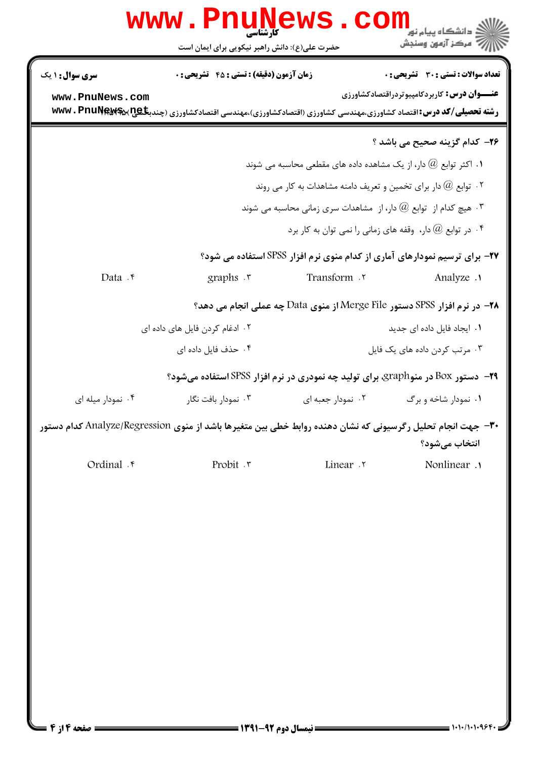**۲۶- کدام گزینه صحیح می باشد ؟**

۱. اکثر توابع @ دار، از یک مشاهده داده های مقطعی محاسبه می شوند

۲. توابع @ دار برای تخمین و تعریف دامنه مشاهدات به کار می روند

۳. هیچ کدام از توابع @ دار، از مشاهدات سری زمانی محاسبه می شوند

۴. در توابع @ دار، وقفه های زمانی را نمی توان به کار برد

**۲۷- برای ترسیم نمودارهای آماری از کدام منوی نرم افزار SPSS استفاده می شود؟**

۱. Analyze
۲. Transform
۳. graphs
۴. Data

**۲۸- در نرم افزار SPSS دستور Merge File از منوی Data چه عملی انجام می دهد؟**

۱. ایجاد فایل داده ای جدید
۲. ادغام کردن فایل های داده ای
۳. مرتب کردن داده های یک فایل
۴. حذف فایل داده ای

**۲۹- دستور Box در منوgraph، برای تولید چه نموداری در نرم افزار SPSS استفاده می‌شود؟**

۱. نمودار شاخه و برگ
۲. نمودار جعبه ای
۳. نمودار بافت نگار
۴. نمودار میله ای

**۳۰- جهت انجام تحلیل رگرسیونی که نشان دهنده روابط خطی بین متغیرها باشد از منوی Analyze/Regression کدام دستور انتخاب می‌شود؟**

۱. Nonlinear
۲. Linear
۳. Probit
۴. Ordinal